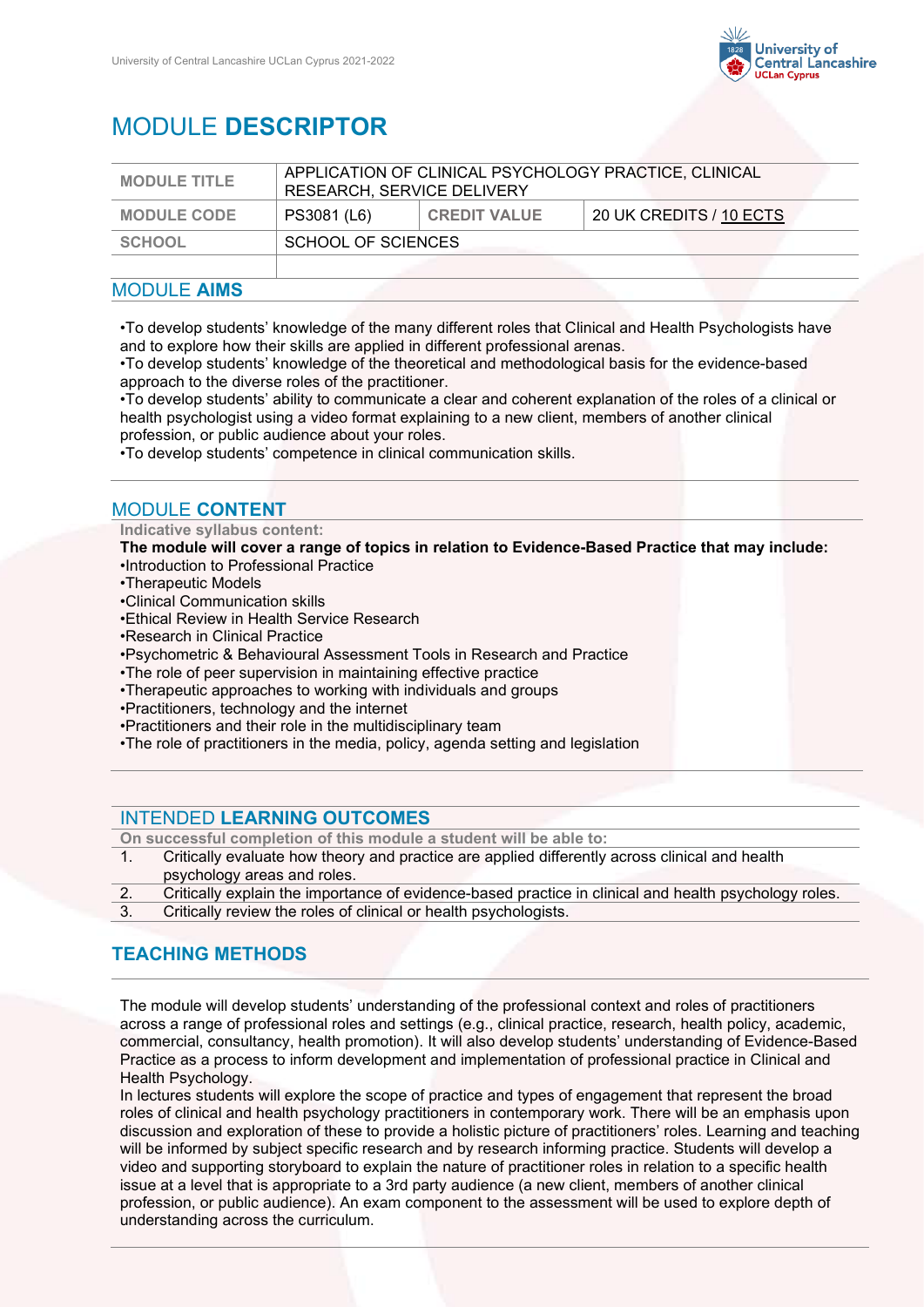# MODULE **DESCRIPTOR**

| MODULE TITLE | APPLICATION OF CLINICAL PSYCHOLOGY PRACTICE, CLINICAL RESEARCH, SERVICE DELIVERY | | |
|---|---|---|---|
| MODULE CODE | PS3081 (L6) | CREDIT VALUE | 20 UK CREDITS / 10 ECTS |
| SCHOOL | SCHOOL OF SCIENCES | | |
| | | | |

## MODULE **AIMS**

•To develop students' knowledge of the many different roles that Clinical and Health Psychologists have and to explore how their skills are applied in different professional arenas.
•To develop students' knowledge of the theoretical and methodological basis for the evidence-based approach to the diverse roles of the practitioner.
•To develop students' ability to communicate a clear and coherent explanation of the roles of a clinical or health psychologist using a video format explaining to a new client, members of another clinical profession, or public audience about your roles.
•To develop students' competence in clinical communication skills.

## MODULE **CONTENT**

**Indicative syllabus content:**

**The module will cover a range of topics in relation to Evidence-Based Practice that may include:**

•Introduction to Professional Practice
•Therapeutic Models
•Clinical Communication skills
•Ethical Review in Health Service Research
•Research in Clinical Practice
•Psychometric & Behavioural Assessment Tools in Research and Practice
•The role of peer supervision in maintaining effective practice
•Therapeutic approaches to working with individuals and groups
•Practitioners, technology and the internet
•Practitioners and their role in the multidisciplinary team
•The role of practitioners in the media, policy, agenda setting and legislation

## INTENDED **LEARNING OUTCOMES**

**On successful completion of this module a student will be able to:**

1. Critically evaluate how theory and practice are applied differently across clinical and health psychology areas and roles.
2. Critically explain the importance of evidence-based practice in clinical and health psychology roles.
3. Critically review the roles of clinical or health psychologists.

## **TEACHING METHODS**

The module will develop students' understanding of the professional context and roles of practitioners across a range of professional roles and settings (e.g., clinical practice, research, health policy, academic, commercial, consultancy, health promotion). It will also develop students' understanding of Evidence-Based Practice as a process to inform development and implementation of professional practice in Clinical and Health Psychology.
In lectures students will explore the scope of practice and types of engagement that represent the broad roles of clinical and health psychology practitioners in contemporary work. There will be an emphasis upon discussion and exploration of these to provide a holistic picture of practitioners' roles. Learning and teaching will be informed by subject specific research and by research informing practice. Students will develop a video and supporting storyboard to explain the nature of practitioner roles in relation to a specific health issue at a level that is appropriate to a 3rd party audience (a new client, members of another clinical profession, or public audience). An exam component to the assessment will be used to explore depth of understanding across the curriculum.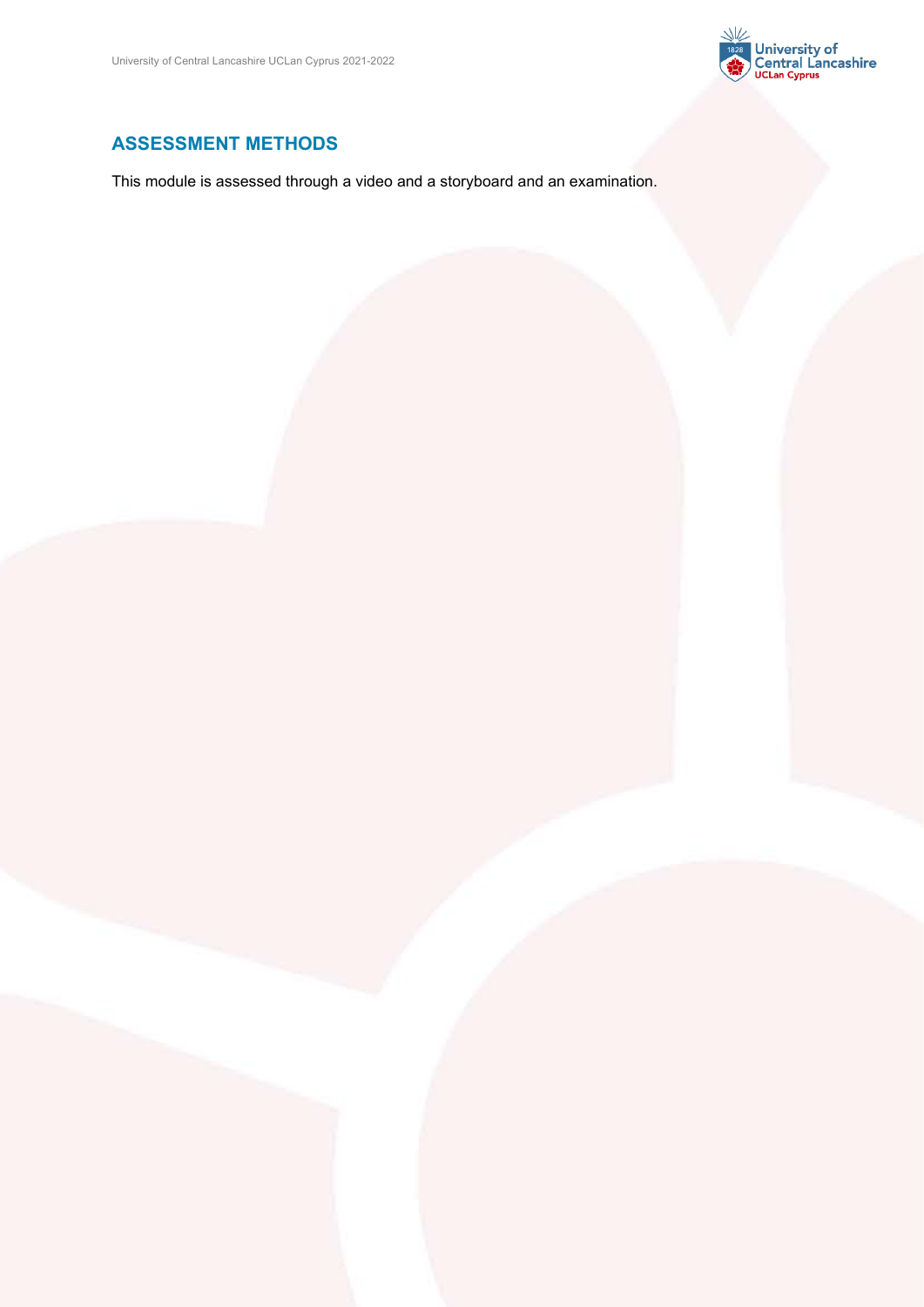## ASSESSMENT METHODS

This module is assessed through a video and a storyboard and an examination.